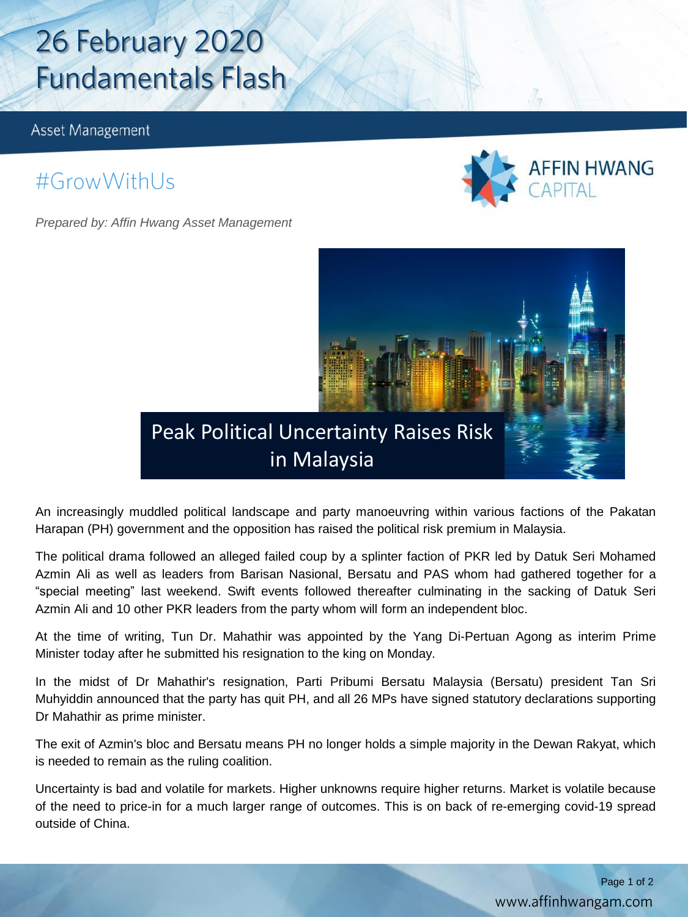# 26 February 2020 Fundamentals Flash

Asset Management

#GrowWithUs

AFFIN HWANG CAPITAL

*Prepared by: Affin Hwang Asset Management*

## Peak Political Uncertainty Raises Risk in Malaysia

An increasingly muddled political landscape and party manoeuvring within various factions of the Pakatan Harapan (PH) government and the opposition has raised the political risk premium in Malaysia.

The political drama followed an alleged failed coup by a splinter faction of PKR led by Datuk Seri Mohamed Azmin Ali as well as leaders from Barisan Nasional, Bersatu and PAS whom had gathered together for a "special meeting" last weekend. Swift events followed thereafter culminating in the sacking of Datuk Seri Azmin Ali and 10 other PKR leaders from the party whom will form an independent bloc.

At the time of writing, Tun Dr. Mahathir was appointed by the Yang Di-Pertuan Agong as interim Prime Minister today after he submitted his resignation to the king on Monday.

In the midst of Dr Mahathir's resignation, Parti Pribumi Bersatu Malaysia (Bersatu) president Tan Sri Muhyiddin announced that the party has quit PH, and all 26 MPs have signed statutory declarations supporting Dr Mahathir as prime minister.

The exit of Azmin's bloc and Bersatu means PH no longer holds a simple majority in the Dewan Rakyat, which is needed to remain as the ruling coalition.

Uncertainty is bad and volatile for markets. Higher unknowns require higher returns. Market is volatile because of the need to price-in for a much larger range of outcomes. This is on back of re-emerging covid-19 spread outside of China.

www.affinhwangam.com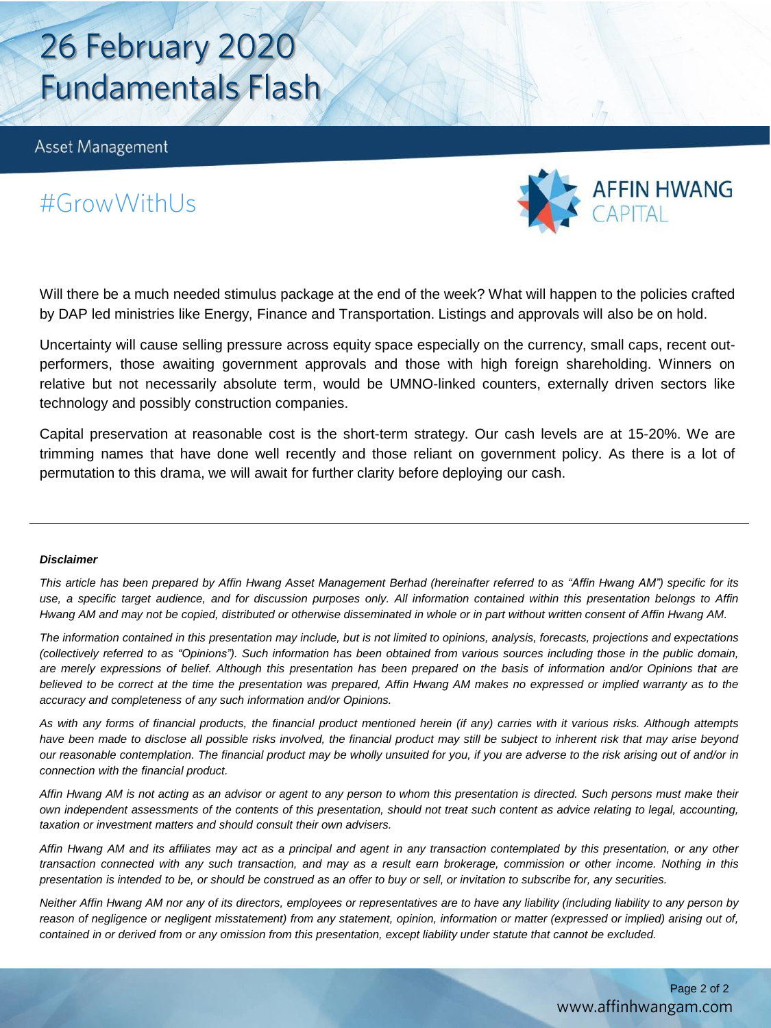# 26 February 2020 Fundamentals Flash

Asset Management

#GrowWithUs

AFFIN HWANG CAPITAL

Will there be a much needed stimulus package at the end of the week? What will happen to the policies crafted by DAP led ministries like Energy, Finance and Transportation. Listings and approvals will also be on hold.

Uncertainty will cause selling pressure across equity space especially on the currency, small caps, recent out-performers, those awaiting government approvals and those with high foreign shareholding. Winners on relative but not necessarily absolute term, would be UMNO-linked counters, externally driven sectors like technology and possibly construction companies.

Capital preservation at reasonable cost is the short-term strategy. Our cash levels are at 15-20%. We are trimming names that have done well recently and those reliant on government policy. As there is a lot of permutation to this drama, we will await for further clarity before deploying our cash.

---

***Disclaimer***

*This article has been prepared by Affin Hwang Asset Management Berhad (hereinafter referred to as "Affin Hwang AM") specific for its use, a specific target audience, and for discussion purposes only. All information contained within this presentation belongs to Affin Hwang AM and may not be copied, distributed or otherwise disseminated in whole or in part without written consent of Affin Hwang AM.*

*The information contained in this presentation may include, but is not limited to opinions, analysis, forecasts, projections and expectations (collectively referred to as "Opinions"). Such information has been obtained from various sources including those in the public domain, are merely expressions of belief. Although this presentation has been prepared on the basis of information and/or Opinions that are believed to be correct at the time the presentation was prepared, Affin Hwang AM makes no expressed or implied warranty as to the accuracy and completeness of any such information and/or Opinions.*

*As with any forms of financial products, the financial product mentioned herein (if any) carries with it various risks. Although attempts have been made to disclose all possible risks involved, the financial product may still be subject to inherent risk that may arise beyond our reasonable contemplation. The financial product may be wholly unsuited for you, if you are adverse to the risk arising out of and/or in connection with the financial product.*

*Affin Hwang AM is not acting as an advisor or agent to any person to whom this presentation is directed. Such persons must make their own independent assessments of the contents of this presentation, should not treat such content as advice relating to legal, accounting, taxation or investment matters and should consult their own advisers.*

*Affin Hwang AM and its affiliates may act as a principal and agent in any transaction contemplated by this presentation, or any other transaction connected with any such transaction, and may as a result earn brokerage, commission or other income. Nothing in this presentation is intended to be, or should be construed as an offer to buy or sell, or invitation to subscribe for, any securities.*

*Neither Affin Hwang AM nor any of its directors, employees or representatives are to have any liability (including liability to any person by reason of negligence or negligent misstatement) from any statement, opinion, information or matter (expressed or implied) arising out of, contained in or derived from or any omission from this presentation, except liability under statute that cannot be excluded.*

www.affinhwangam.com